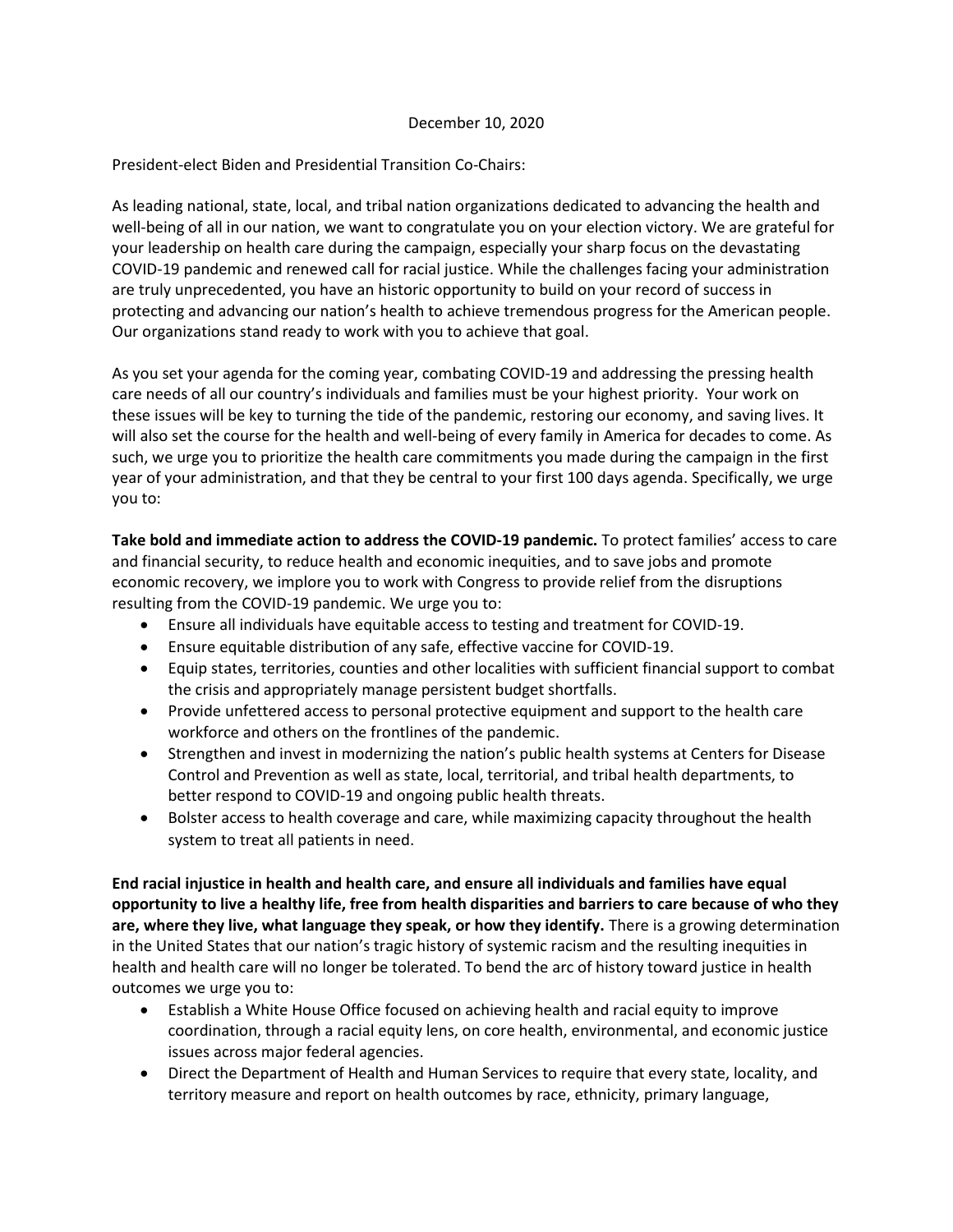December 10, 2020

President-elect Biden and Presidential Transition Co-Chairs:

As leading national, state, local, and tribal nation organizations dedicated to advancing the health and well-being of all in our nation, we want to congratulate you on your election victory. We are grateful for your leadership on health care during the campaign, especially your sharp focus on the devastating COVID-19 pandemic and renewed call for racial justice. While the challenges facing your administration are truly unprecedented, you have an historic opportunity to build on your record of success in protecting and advancing our nation's health to achieve tremendous progress for the American people. Our organizations stand ready to work with you to achieve that goal.

As you set your agenda for the coming year, combating COVID-19 and addressing the pressing health care needs of all our country's individuals and families must be your highest priority. Your work on these issues will be key to turning the tide of the pandemic, restoring our economy, and saving lives. It will also set the course for the health and well-being of every family in America for decades to come. As such, we urge you to prioritize the health care commitments you made during the campaign in the first year of your administration, and that they be central to your first 100 days agenda. Specifically, we urge you to:

**Take bold and immediate action to address the COVID-19 pandemic.** To protect families' access to care and financial security, to reduce health and economic inequities, and to save jobs and promote economic recovery, we implore you to work with Congress to provide relief from the disruptions resulting from the COVID-19 pandemic. We urge you to:

- Ensure all individuals have equitable access to testing and treatment for COVID-19.
- Ensure equitable distribution of any safe, effective vaccine for COVID-19.
- Equip states, territories, counties and other localities with sufficient financial support to combat the crisis and appropriately manage persistent budget shortfalls.
- Provide unfettered access to personal protective equipment and support to the health care workforce and others on the frontlines of the pandemic.
- Strengthen and invest in modernizing the nation's public health systems at Centers for Disease Control and Prevention as well as state, local, territorial, and tribal health departments, to better respond to COVID-19 and ongoing public health threats.
- Bolster access to health coverage and care, while maximizing capacity throughout the health system to treat all patients in need.

**End racial injustice in health and health care, and ensure all individuals and families have equal opportunity to live a healthy life, free from health disparities and barriers to care because of who they are, where they live, what language they speak, or how they identify.** There is a growing determination in the United States that our nation's tragic history of systemic racism and the resulting inequities in health and health care will no longer be tolerated. To bend the arc of history toward justice in health outcomes we urge you to:

- Establish a White House Office focused on achieving health and racial equity to improve coordination, through a racial equity lens, on core health, environmental, and economic justice issues across major federal agencies.
- Direct the Department of Health and Human Services to require that every state, locality, and territory measure and report on health outcomes by race, ethnicity, primary language,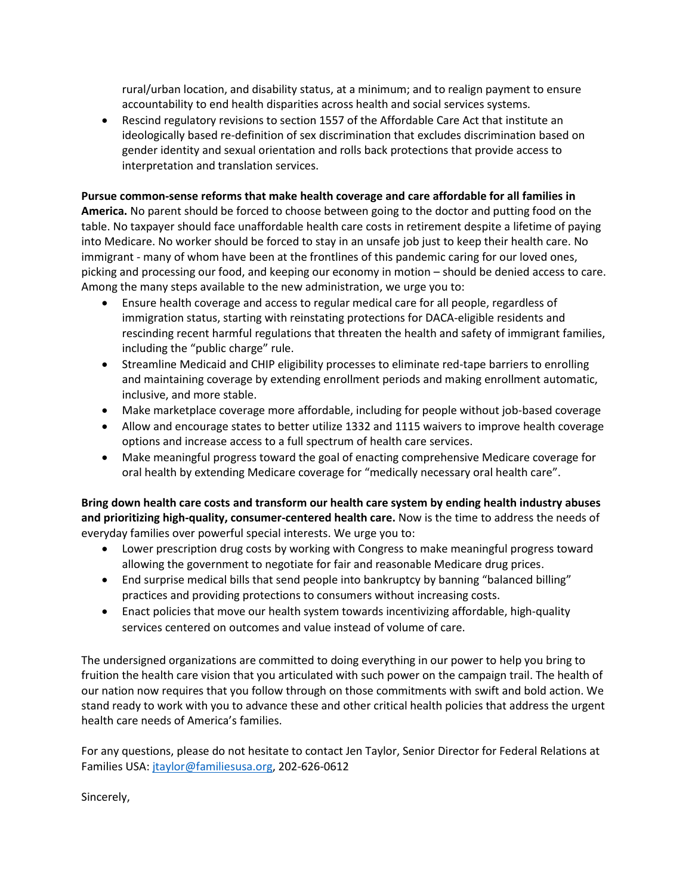rural/urban location, and disability status, at a minimum; and to realign payment to ensure accountability to end health disparities across health and social services systems.

- Rescind regulatory revisions to section 1557 of the Affordable Care Act that institute an ideologically based re-definition of sex discrimination that excludes discrimination based on gender identity and sexual orientation and rolls back protections that provide access to interpretation and translation services.

**Pursue common-sense reforms that make health coverage and care affordable for all families in America.** No parent should be forced to choose between going to the doctor and putting food on the table. No taxpayer should face unaffordable health care costs in retirement despite a lifetime of paying into Medicare. No worker should be forced to stay in an unsafe job just to keep their health care. No immigrant - many of whom have been at the frontlines of this pandemic caring for our loved ones, picking and processing our food, and keeping our economy in motion – should be denied access to care. Among the many steps available to the new administration, we urge you to:

- Ensure health coverage and access to regular medical care for all people, regardless of immigration status, starting with reinstating protections for DACA-eligible residents and rescinding recent harmful regulations that threaten the health and safety of immigrant families, including the "public charge" rule.
- Streamline Medicaid and CHIP eligibility processes to eliminate red-tape barriers to enrolling and maintaining coverage by extending enrollment periods and making enrollment automatic, inclusive, and more stable.
- Make marketplace coverage more affordable, including for people without job-based coverage
- Allow and encourage states to better utilize 1332 and 1115 waivers to improve health coverage options and increase access to a full spectrum of health care services.
- Make meaningful progress toward the goal of enacting comprehensive Medicare coverage for oral health by extending Medicare coverage for "medically necessary oral health care".

**Bring down health care costs and transform our health care system by ending health industry abuses and prioritizing high-quality, consumer-centered health care.** Now is the time to address the needs of everyday families over powerful special interests. We urge you to:

- Lower prescription drug costs by working with Congress to make meaningful progress toward allowing the government to negotiate for fair and reasonable Medicare drug prices.
- End surprise medical bills that send people into bankruptcy by banning "balanced billing" practices and providing protections to consumers without increasing costs.
- Enact policies that move our health system towards incentivizing affordable, high-quality services centered on outcomes and value instead of volume of care.

The undersigned organizations are committed to doing everything in our power to help you bring to fruition the health care vision that you articulated with such power on the campaign trail. The health of our nation now requires that you follow through on those commitments with swift and bold action. We stand ready to work with you to advance these and other critical health policies that address the urgent health care needs of America's families.

For any questions, please do not hesitate to contact Jen Taylor, Senior Director for Federal Relations at Families USA: jtaylor@familiesusa.org, 202-626-0612

Sincerely,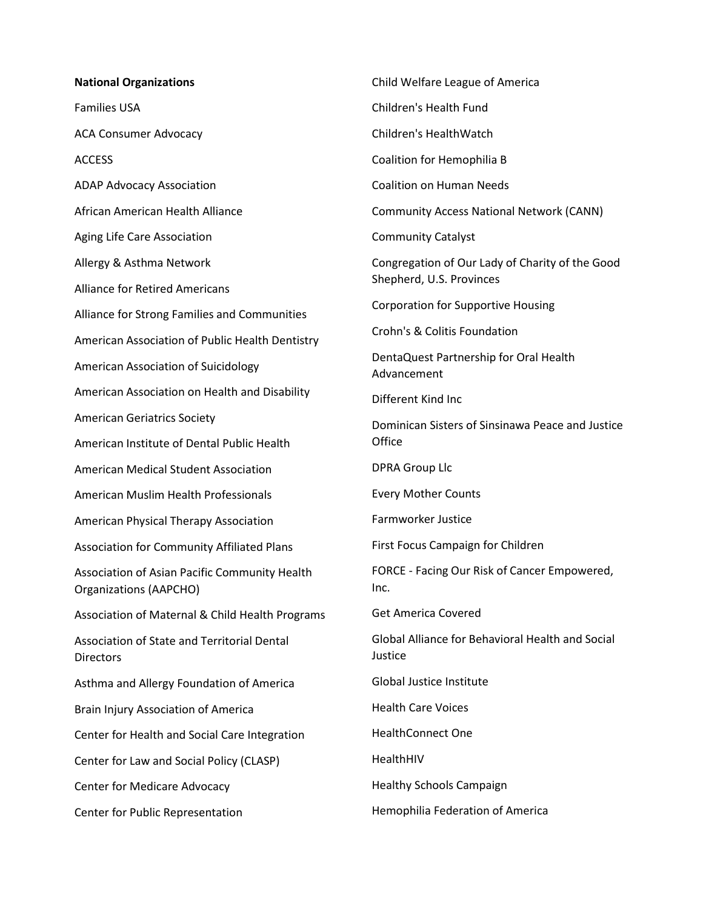**National Organizations**

Families USA

ACA Consumer Advocacy

ACCESS

ADAP Advocacy Association

African American Health Alliance

Aging Life Care Association

Allergy & Asthma Network

Alliance for Retired Americans

Alliance for Strong Families and Communities

American Association of Public Health Dentistry

American Association of Suicidology

American Association on Health and Disability

American Geriatrics Society

American Institute of Dental Public Health

American Medical Student Association

American Muslim Health Professionals

American Physical Therapy Association

Association for Community Affiliated Plans

Association of Asian Pacific Community Health Organizations (AAPCHO)

Association of Maternal & Child Health Programs

Association of State and Territorial Dental Directors

Asthma and Allergy Foundation of America

Brain Injury Association of America

Center for Health and Social Care Integration

Center for Law and Social Policy (CLASP)

Center for Medicare Advocacy

Center for Public Representation

Child Welfare League of America

Children's Health Fund

Children's HealthWatch

Coalition for Hemophilia B

Coalition on Human Needs

Community Access National Network (CANN)

Community Catalyst

Congregation of Our Lady of Charity of the Good Shepherd, U.S. Provinces

Corporation for Supportive Housing

Crohn's & Colitis Foundation

DentaQuest Partnership for Oral Health Advancement

Different Kind Inc

Dominican Sisters of Sinsinawa Peace and Justice Office

DPRA Group Llc

Every Mother Counts

Farmworker Justice

First Focus Campaign for Children

FORCE - Facing Our Risk of Cancer Empowered, Inc.

Get America Covered

Global Alliance for Behavioral Health and Social Justice

Global Justice Institute

Health Care Voices

HealthConnect One

HealthHIV

Healthy Schools Campaign

Hemophilia Federation of America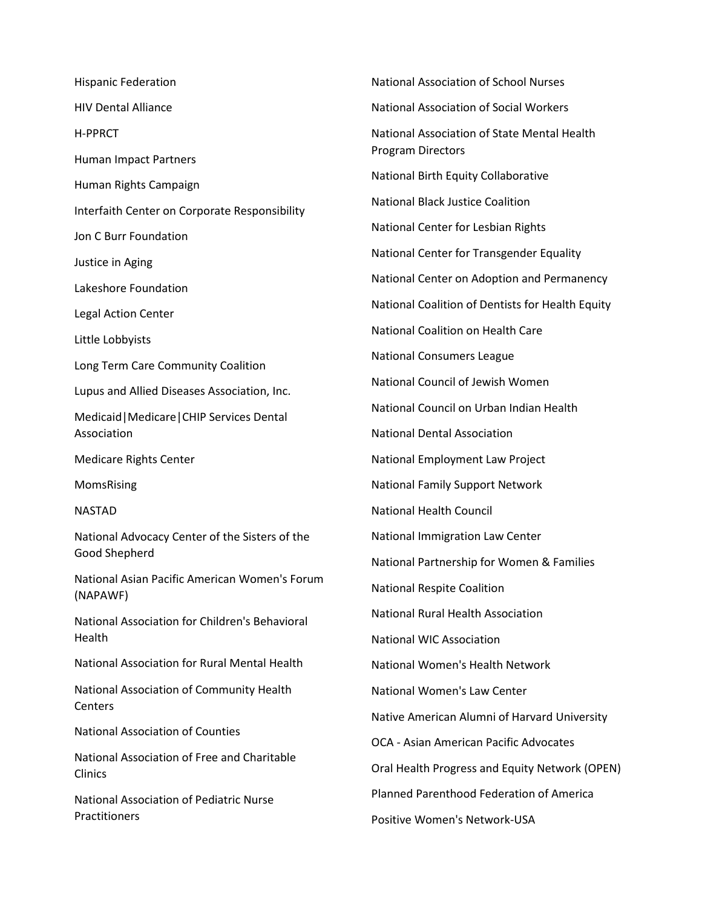Hispanic Federation

HIV Dental Alliance

H-PPRCT

Human Impact Partners

Human Rights Campaign

Interfaith Center on Corporate Responsibility

Jon C Burr Foundation

Justice in Aging

Lakeshore Foundation

Legal Action Center

Little Lobbyists

Long Term Care Community Coalition

Lupus and Allied Diseases Association, Inc.

Medicaid|Medicare|CHIP Services Dental Association

Medicare Rights Center

MomsRising

NASTAD

National Advocacy Center of the Sisters of the Good Shepherd

National Asian Pacific American Women's Forum (NAPAWF)

National Association for Children's Behavioral Health

National Association for Rural Mental Health

National Association of Community Health Centers

National Association of Counties

National Association of Free and Charitable Clinics

National Association of Pediatric Nurse Practitioners

National Association of School Nurses

National Association of Social Workers

National Association of State Mental Health Program Directors

National Birth Equity Collaborative

National Black Justice Coalition

National Center for Lesbian Rights

National Center for Transgender Equality

National Center on Adoption and Permanency

National Coalition of Dentists for Health Equity

National Coalition on Health Care

National Consumers League

National Council of Jewish Women

National Council on Urban Indian Health

National Dental Association

National Employment Law Project

National Family Support Network

National Health Council

National Immigration Law Center

National Partnership for Women & Families

National Respite Coalition

National Rural Health Association

National WIC Association

National Women's Health Network

National Women's Law Center

Native American Alumni of Harvard University

OCA - Asian American Pacific Advocates

Oral Health Progress and Equity Network (OPEN)

Planned Parenthood Federation of America

Positive Women's Network-USA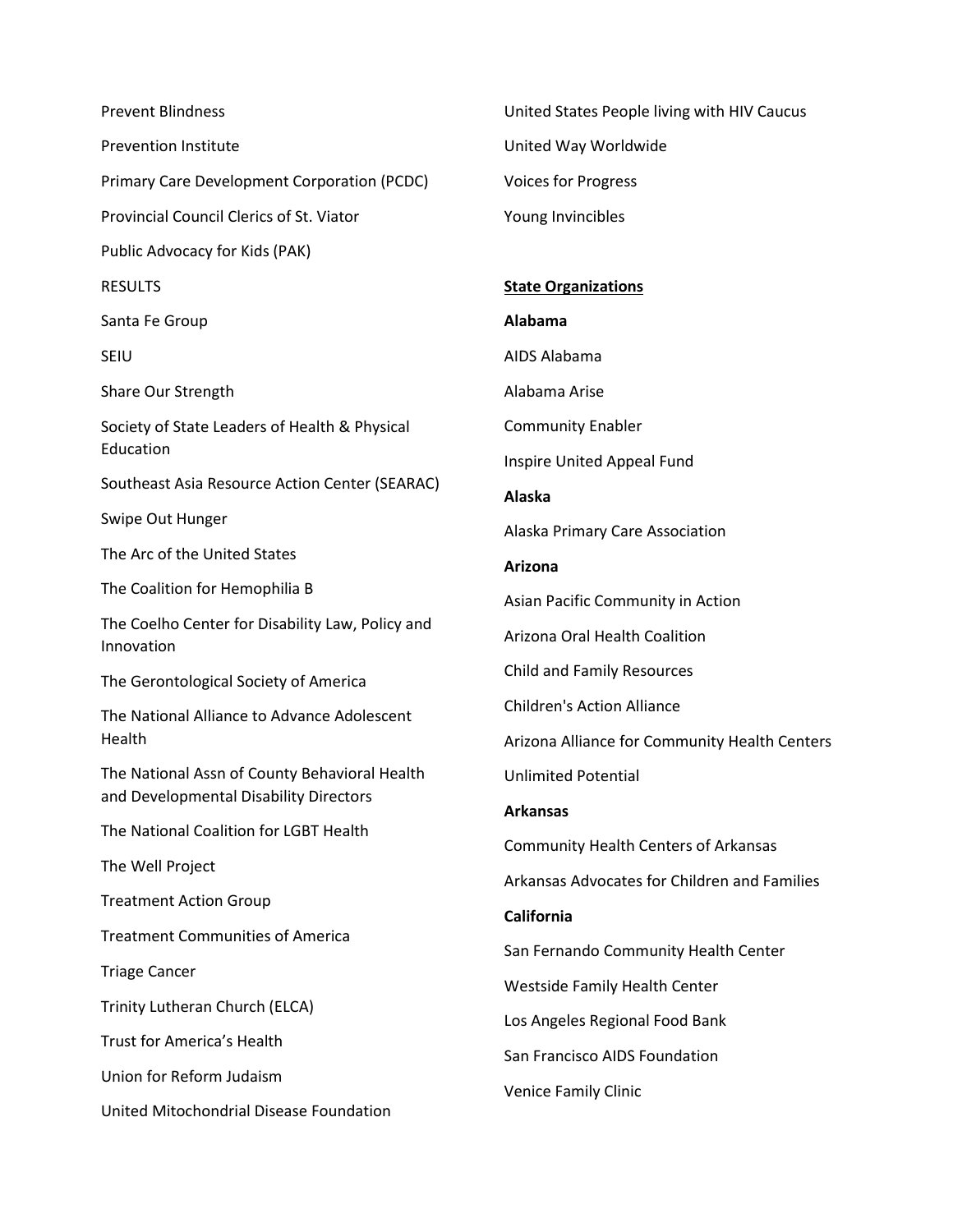Prevent Blindness

Prevention Institute

Primary Care Development Corporation (PCDC)

Provincial Council Clerics of St. Viator

Public Advocacy for Kids (PAK)

RESULTS

Santa Fe Group

SEIU

Share Our Strength

Society of State Leaders of Health & Physical Education

Southeast Asia Resource Action Center (SEARAC)

Swipe Out Hunger

The Arc of the United States

The Coalition for Hemophilia B

The Coelho Center for Disability Law, Policy and Innovation

The Gerontological Society of America

The National Alliance to Advance Adolescent Health

The National Assn of County Behavioral Health and Developmental Disability Directors

The National Coalition for LGBT Health

The Well Project

Treatment Action Group

Treatment Communities of America

Triage Cancer

Trinity Lutheran Church (ELCA)

Trust for America's Health

Union for Reform Judaism

United Mitochondrial Disease Foundation

United States People living with HIV Caucus

United Way Worldwide

Voices for Progress

Young Invincibles

## State Organizations

**Alabama**

AIDS Alabama

Alabama Arise

Community Enabler

Inspire United Appeal Fund

**Alaska**

Alaska Primary Care Association

**Arizona**

Asian Pacific Community in Action

Arizona Oral Health Coalition

Child and Family Resources

Children's Action Alliance

Arizona Alliance for Community Health Centers

Unlimited Potential

**Arkansas**

Community Health Centers of Arkansas

Arkansas Advocates for Children and Families

**California**

San Fernando Community Health Center

Westside Family Health Center

Los Angeles Regional Food Bank

San Francisco AIDS Foundation

Venice Family Clinic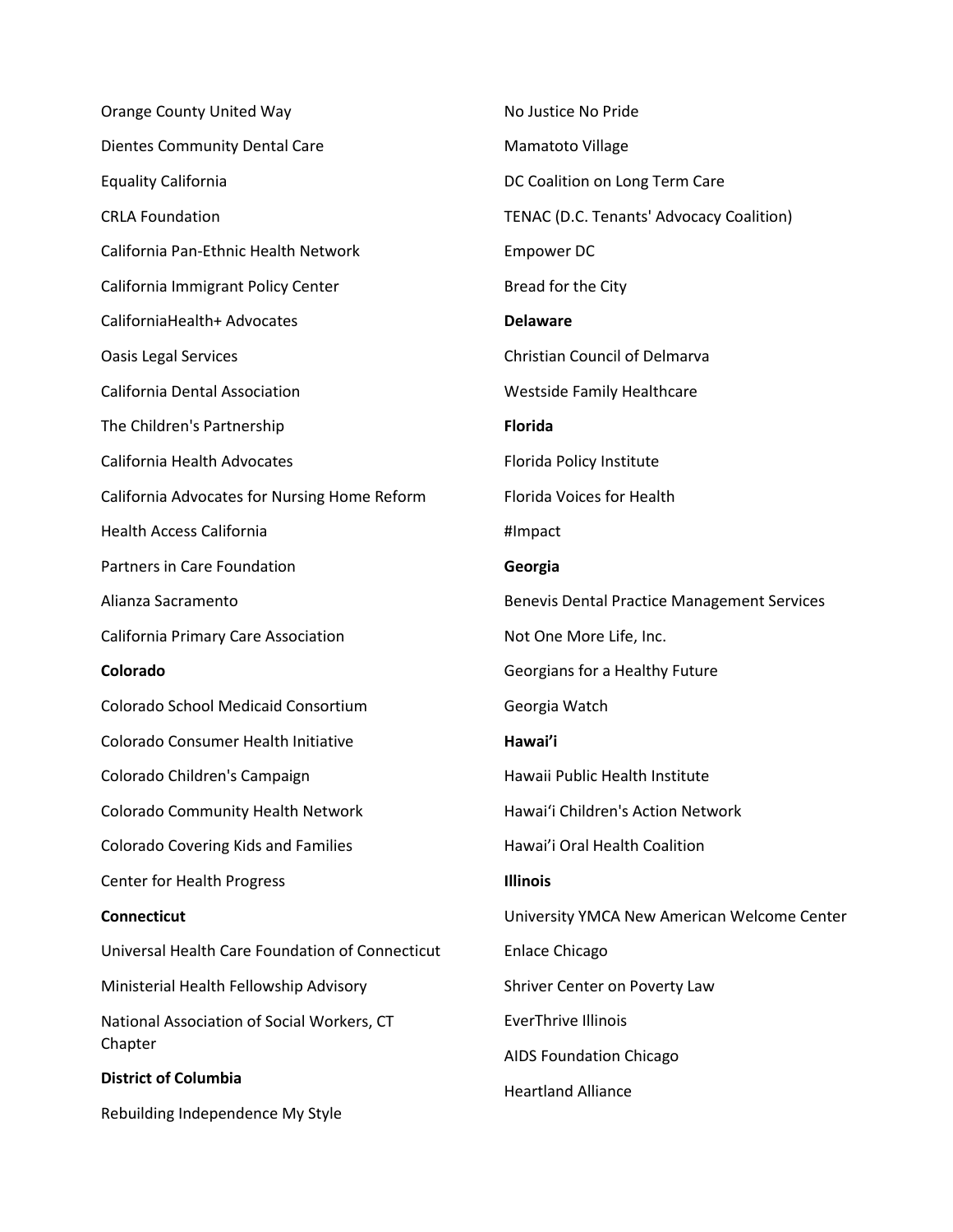Orange County United Way

Dientes Community Dental Care

Equality California

CRLA Foundation

California Pan-Ethnic Health Network

California Immigrant Policy Center

CaliforniaHealth+ Advocates

Oasis Legal Services

California Dental Association

The Children's Partnership

California Health Advocates

California Advocates for Nursing Home Reform

Health Access California

Partners in Care Foundation

Alianza Sacramento

California Primary Care Association

**Colorado**

Colorado School Medicaid Consortium

Colorado Consumer Health Initiative

Colorado Children's Campaign

Colorado Community Health Network

Colorado Covering Kids and Families

Center for Health Progress

**Connecticut**

Universal Health Care Foundation of Connecticut

Ministerial Health Fellowship Advisory

National Association of Social Workers, CT Chapter

**District of Columbia**

Rebuilding Independence My Style

No Justice No Pride

Mamatoto Village

DC Coalition on Long Term Care

TENAC (D.C. Tenants' Advocacy Coalition)

Empower DC

Bread for the City

**Delaware**

Christian Council of Delmarva

Westside Family Healthcare

**Florida**

Florida Policy Institute

Florida Voices for Health

#Impact

**Georgia**

Benevis Dental Practice Management Services

Not One More Life, Inc.

Georgians for a Healthy Future

Georgia Watch

**Hawai'i**

Hawaii Public Health Institute

Hawai'i Children's Action Network

Hawai'i Oral Health Coalition

**Illinois**

University YMCA New American Welcome Center

Enlace Chicago

Shriver Center on Poverty Law

EverThrive Illinois

AIDS Foundation Chicago

Heartland Alliance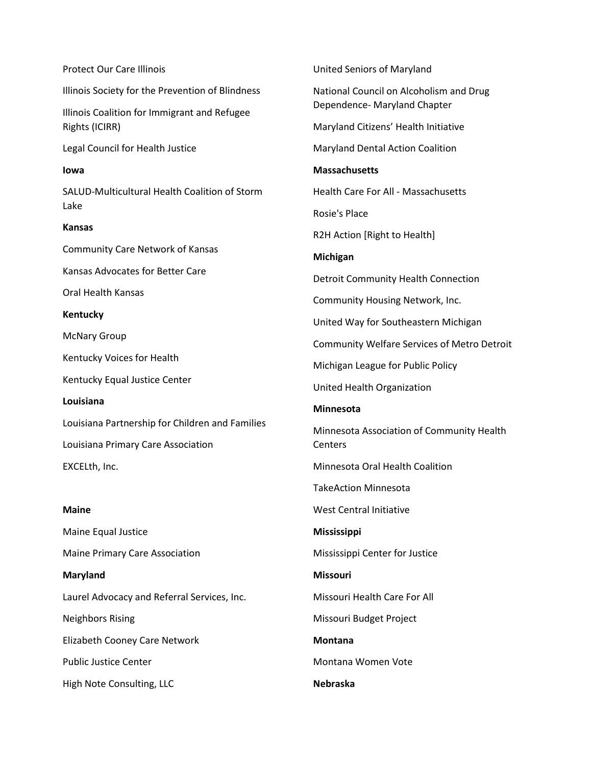Protect Our Care Illinois

Illinois Society for the Prevention of Blindness

Illinois Coalition for Immigrant and Refugee Rights (ICIRR)

Legal Council for Health Justice

**Iowa**

SALUD-Multicultural Health Coalition of Storm Lake

**Kansas**

Community Care Network of Kansas

Kansas Advocates for Better Care

Oral Health Kansas

**Kentucky**

McNary Group

Kentucky Voices for Health

Kentucky Equal Justice Center

**Louisiana**

Louisiana Partnership for Children and Families

Louisiana Primary Care Association

EXCELth, Inc.

**Maine**

Maine Equal Justice

Maine Primary Care Association

**Maryland**

Laurel Advocacy and Referral Services, Inc.

Neighbors Rising

Elizabeth Cooney Care Network

Public Justice Center

High Note Consulting, LLC

United Seniors of Maryland

National Council on Alcoholism and Drug Dependence- Maryland Chapter

Maryland Citizens' Health Initiative

Maryland Dental Action Coalition

**Massachusetts**

Health Care For All - Massachusetts

Rosie's Place

R2H Action [Right to Health]

**Michigan**

Detroit Community Health Connection

Community Housing Network, Inc.

United Way for Southeastern Michigan

Community Welfare Services of Metro Detroit

Michigan League for Public Policy

United Health Organization

**Minnesota**

Minnesota Association of Community Health Centers

Minnesota Oral Health Coalition

TakeAction Minnesota

West Central Initiative

**Mississippi**

Mississippi Center for Justice

**Missouri**

Missouri Health Care For All

Missouri Budget Project

**Montana**

Montana Women Vote

**Nebraska**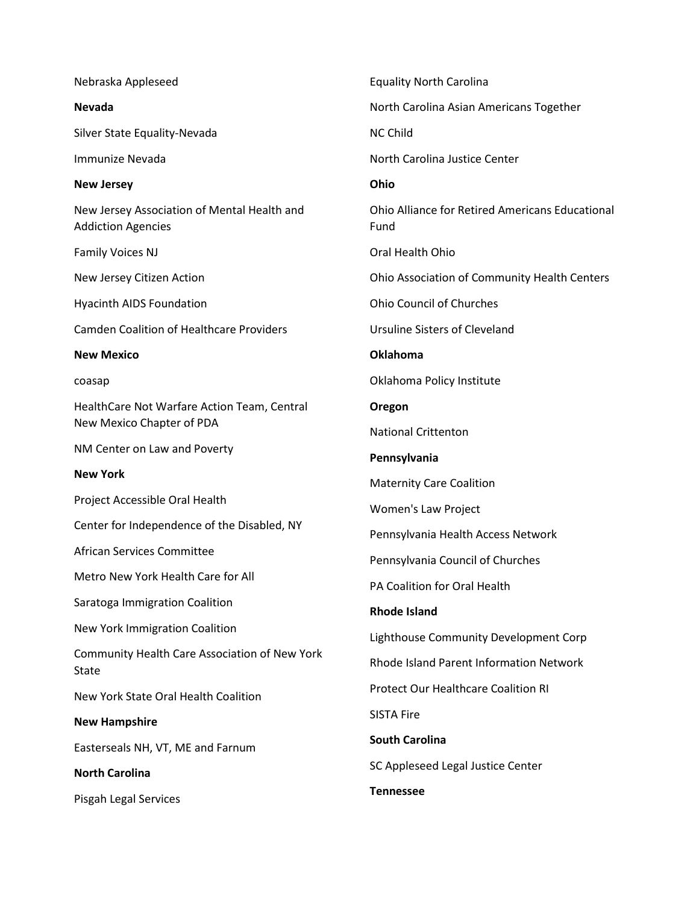Nebraska Appleseed

**Nevada**

Silver State Equality-Nevada

Immunize Nevada

**New Jersey**

New Jersey Association of Mental Health and Addiction Agencies

Family Voices NJ

New Jersey Citizen Action

Hyacinth AIDS Foundation

Camden Coalition of Healthcare Providers

**New Mexico**

coasap

HealthCare Not Warfare Action Team, Central New Mexico Chapter of PDA

NM Center on Law and Poverty

**New York**

Project Accessible Oral Health

Center for Independence of the Disabled, NY

African Services Committee

Metro New York Health Care for All

Saratoga Immigration Coalition

New York Immigration Coalition

Community Health Care Association of New York State

New York State Oral Health Coalition

**New Hampshire**

Easterseals NH, VT, ME and Farnum

**North Carolina**

Pisgah Legal Services

Equality North Carolina

North Carolina Asian Americans Together

NC Child

North Carolina Justice Center

**Ohio**

Ohio Alliance for Retired Americans Educational Fund

Oral Health Ohio

Ohio Association of Community Health Centers

Ohio Council of Churches

Ursuline Sisters of Cleveland

**Oklahoma**

Oklahoma Policy Institute

**Oregon**

National Crittenton

**Pennsylvania**

Maternity Care Coalition

Women's Law Project

Pennsylvania Health Access Network

Pennsylvania Council of Churches

PA Coalition for Oral Health

**Rhode Island**

Lighthouse Community Development Corp

Rhode Island Parent Information Network

Protect Our Healthcare Coalition RI

SISTA Fire

**South Carolina**

SC Appleseed Legal Justice Center

**Tennessee**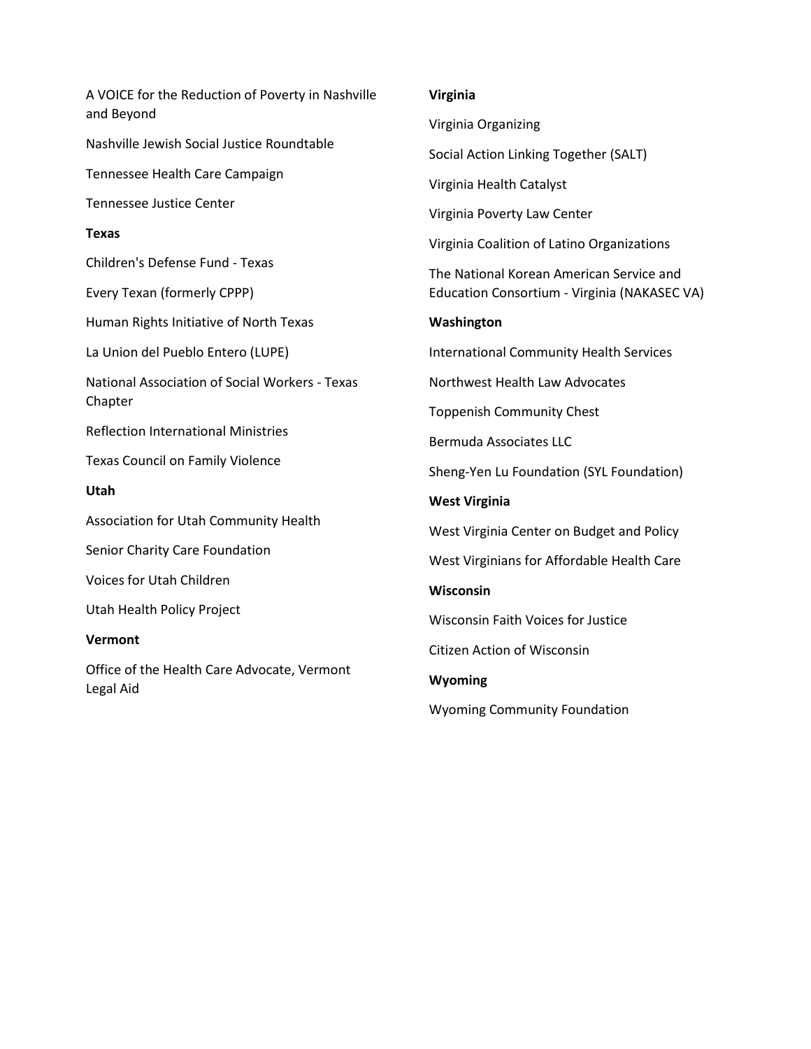A VOICE for the Reduction of Poverty in Nashville and Beyond

Nashville Jewish Social Justice Roundtable

Tennessee Health Care Campaign

Tennessee Justice Center

**Texas**

Children's Defense Fund - Texas

Every Texan (formerly CPPP)

Human Rights Initiative of North Texas

La Union del Pueblo Entero (LUPE)

National Association of Social Workers - Texas Chapter

Reflection International Ministries

Texas Council on Family Violence

**Utah**

Association for Utah Community Health

Senior Charity Care Foundation

Voices for Utah Children

Utah Health Policy Project

**Vermont**

Office of the Health Care Advocate, Vermont Legal Aid

**Virginia**

Virginia Organizing

Social Action Linking Together (SALT)

Virginia Health Catalyst

Virginia Poverty Law Center

Virginia Coalition of Latino Organizations

The National Korean American Service and Education Consortium - Virginia (NAKASEC VA)

**Washington**

International Community Health Services

Northwest Health Law Advocates

Toppenish Community Chest

Bermuda Associates LLC

Sheng-Yen Lu Foundation (SYL Foundation)

**West Virginia**

West Virginia Center on Budget and Policy

West Virginians for Affordable Health Care

**Wisconsin**

Wisconsin Faith Voices for Justice

Citizen Action of Wisconsin

**Wyoming**

Wyoming Community Foundation